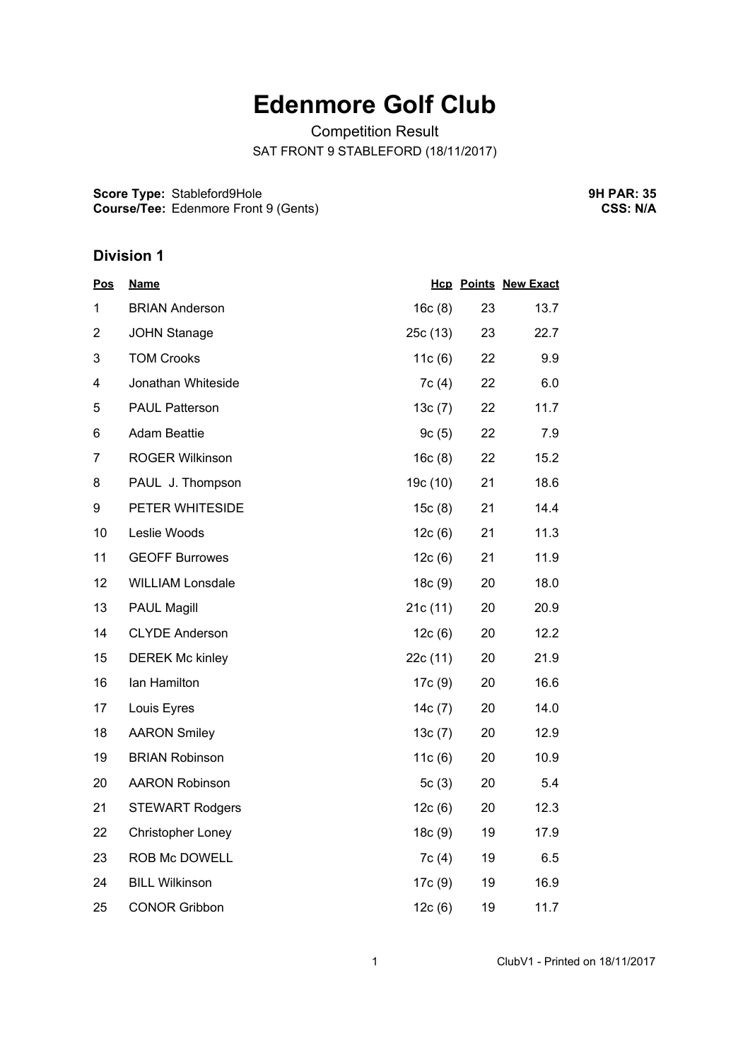# Edenmore Golf Club

Competition Result

SAT FRONT 9 STABLEFORD (18/11/2017)

**Score Type:** Stableford9Hole
**Course/Tee:** Edenmore Front 9 (Gents)

**9H PAR: 35**
**CSS: N/A**

## Division 1

| Pos | Name | Hcp | Points | New Exact |
|---|---|---|---|---|
| 1 | BRIAN Anderson | 16c (8) | 23 | 13.7 |
| 2 | JOHN Stanage | 25c (13) | 23 | 22.7 |
| 3 | TOM Crooks | 11c (6) | 22 | 9.9 |
| 4 | Jonathan Whiteside | 7c (4) | 22 | 6.0 |
| 5 | PAUL Patterson | 13c (7) | 22 | 11.7 |
| 6 | Adam Beattie | 9c (5) | 22 | 7.9 |
| 7 | ROGER Wilkinson | 16c (8) | 22 | 15.2 |
| 8 | PAUL J. Thompson | 19c (10) | 21 | 18.6 |
| 9 | PETER WHITESIDE | 15c (8) | 21 | 14.4 |
| 10 | Leslie Woods | 12c (6) | 21 | 11.3 |
| 11 | GEOFF Burrowes | 12c (6) | 21 | 11.9 |
| 12 | WILLIAM Lonsdale | 18c (9) | 20 | 18.0 |
| 13 | PAUL Magill | 21c (11) | 20 | 20.9 |
| 14 | CLYDE Anderson | 12c (6) | 20 | 12.2 |
| 15 | DEREK Mc kinley | 22c (11) | 20 | 21.9 |
| 16 | Ian Hamilton | 17c (9) | 20 | 16.6 |
| 17 | Louis Eyres | 14c (7) | 20 | 14.0 |
| 18 | AARON Smiley | 13c (7) | 20 | 12.9 |
| 19 | BRIAN Robinson | 11c (6) | 20 | 10.9 |
| 20 | AARON Robinson | 5c (3) | 20 | 5.4 |
| 21 | STEWART Rodgers | 12c (6) | 20 | 12.3 |
| 22 | Christopher Loney | 18c (9) | 19 | 17.9 |
| 23 | ROB Mc DOWELL | 7c (4) | 19 | 6.5 |
| 24 | BILL Wilkinson | 17c (9) | 19 | 16.9 |
| 25 | CONOR Gribbon | 12c (6) | 19 | 11.7 |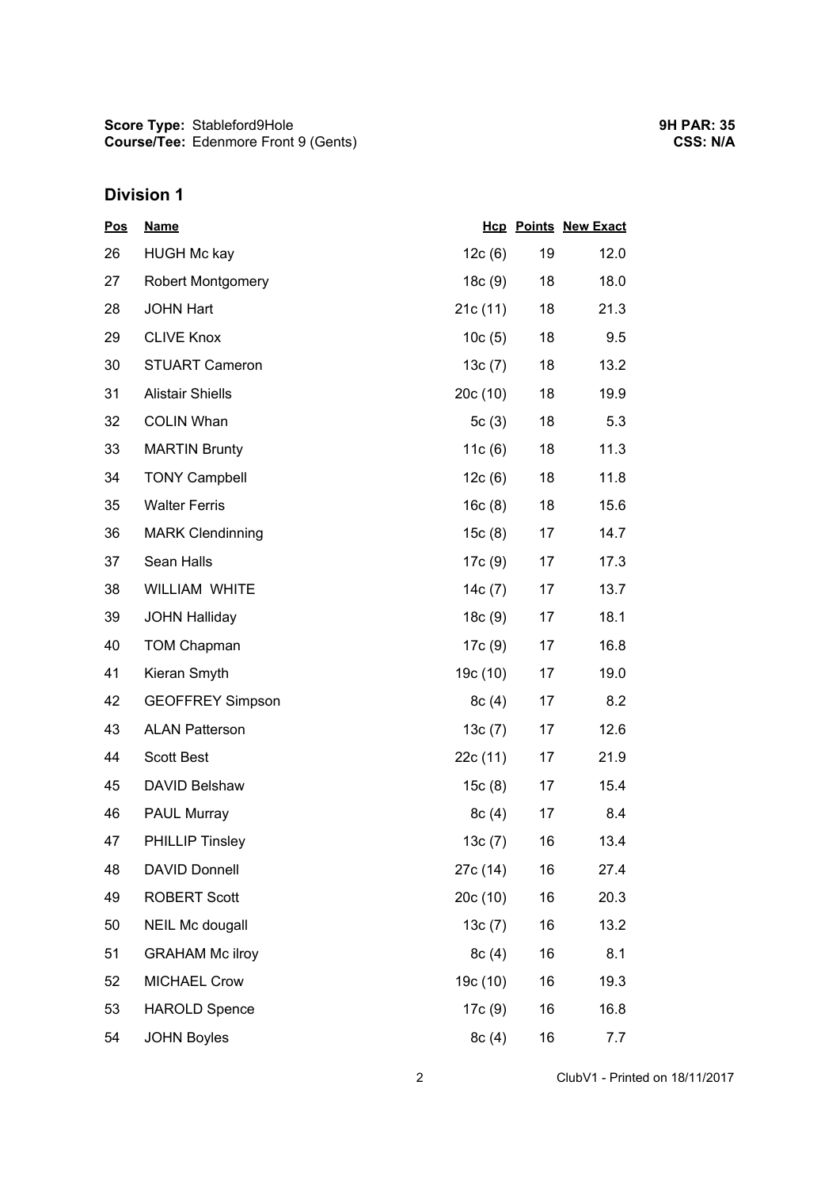**Score Type:** Stableford9Hole
**Course/Tee:** Edenmore Front 9 (Gents)

**9H PAR: 35**
**CSS: N/A**

## Division 1

| Pos | Name | Hcp | Points | New Exact |
|---|---|---|---|---|
| 26 | HUGH Mc kay | 12c (6) | 19 | 12.0 |
| 27 | Robert Montgomery | 18c (9) | 18 | 18.0 |
| 28 | JOHN Hart | 21c (11) | 18 | 21.3 |
| 29 | CLIVE Knox | 10c (5) | 18 | 9.5 |
| 30 | STUART Cameron | 13c (7) | 18 | 13.2 |
| 31 | Alistair Shiells | 20c (10) | 18 | 19.9 |
| 32 | COLIN Whan | 5c (3) | 18 | 5.3 |
| 33 | MARTIN Brunty | 11c (6) | 18 | 11.3 |
| 34 | TONY Campbell | 12c (6) | 18 | 11.8 |
| 35 | Walter Ferris | 16c (8) | 18 | 15.6 |
| 36 | MARK Clendinning | 15c (8) | 17 | 14.7 |
| 37 | Sean Halls | 17c (9) | 17 | 17.3 |
| 38 | WILLIAM WHITE | 14c (7) | 17 | 13.7 |
| 39 | JOHN Halliday | 18c (9) | 17 | 18.1 |
| 40 | TOM Chapman | 17c (9) | 17 | 16.8 |
| 41 | Kieran Smyth | 19c (10) | 17 | 19.0 |
| 42 | GEOFFREY Simpson | 8c (4) | 17 | 8.2 |
| 43 | ALAN Patterson | 13c (7) | 17 | 12.6 |
| 44 | Scott Best | 22c (11) | 17 | 21.9 |
| 45 | DAVID Belshaw | 15c (8) | 17 | 15.4 |
| 46 | PAUL Murray | 8c (4) | 17 | 8.4 |
| 47 | PHILLIP Tinsley | 13c (7) | 16 | 13.4 |
| 48 | DAVID Donnell | 27c (14) | 16 | 27.4 |
| 49 | ROBERT Scott | 20c (10) | 16 | 20.3 |
| 50 | NEIL Mc dougall | 13c (7) | 16 | 13.2 |
| 51 | GRAHAM Mc ilroy | 8c (4) | 16 | 8.1 |
| 52 | MICHAEL Crow | 19c (10) | 16 | 19.3 |
| 53 | HAROLD Spence | 17c (9) | 16 | 16.8 |
| 54 | JOHN Boyles | 8c (4) | 16 | 7.7 |

ClubV1 - Printed on 18/11/2017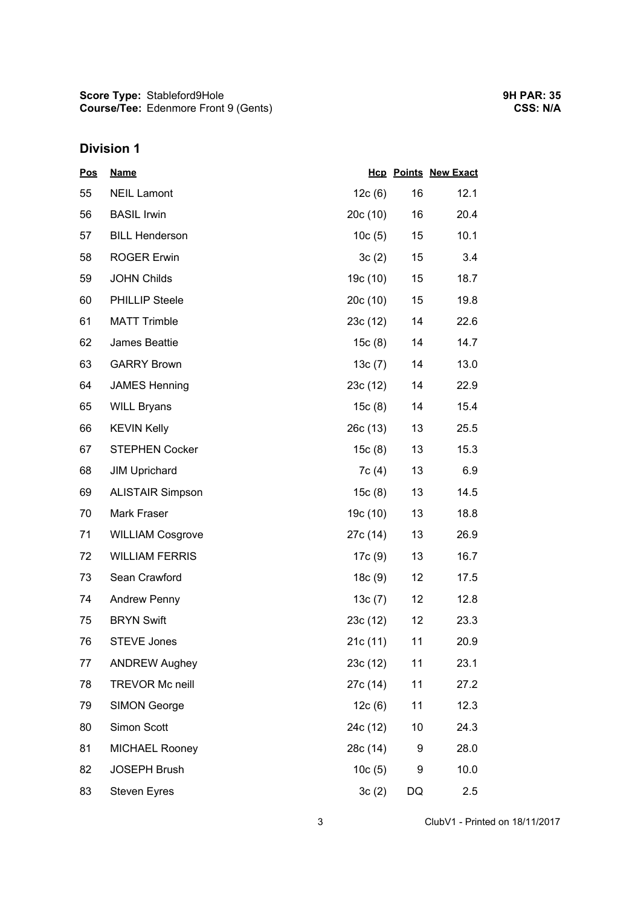**Score Type:** Stableford9Hole
**Course/Tee:** Edenmore Front 9 (Gents)

**9H PAR: 35**
**CSS: N/A**

## Division 1

| Pos | Name | Hcp | Points | New Exact |
|---|---|---|---|---|
| 55 | NEIL Lamont | 12c (6) | 16 | 12.1 |
| 56 | BASIL Irwin | 20c (10) | 16 | 20.4 |
| 57 | BILL Henderson | 10c (5) | 15 | 10.1 |
| 58 | ROGER Erwin | 3c (2) | 15 | 3.4 |
| 59 | JOHN Childs | 19c (10) | 15 | 18.7 |
| 60 | PHILLIP Steele | 20c (10) | 15 | 19.8 |
| 61 | MATT Trimble | 23c (12) | 14 | 22.6 |
| 62 | James Beattie | 15c (8) | 14 | 14.7 |
| 63 | GARRY Brown | 13c (7) | 14 | 13.0 |
| 64 | JAMES Henning | 23c (12) | 14 | 22.9 |
| 65 | WILL Bryans | 15c (8) | 14 | 15.4 |
| 66 | KEVIN Kelly | 26c (13) | 13 | 25.5 |
| 67 | STEPHEN Cocker | 15c (8) | 13 | 15.3 |
| 68 | JIM Uprichard | 7c (4) | 13 | 6.9 |
| 69 | ALISTAIR Simpson | 15c (8) | 13 | 14.5 |
| 70 | Mark Fraser | 19c (10) | 13 | 18.8 |
| 71 | WILLIAM Cosgrove | 27c (14) | 13 | 26.9 |
| 72 | WILLIAM FERRIS | 17c (9) | 13 | 16.7 |
| 73 | Sean Crawford | 18c (9) | 12 | 17.5 |
| 74 | Andrew Penny | 13c (7) | 12 | 12.8 |
| 75 | BRYN Swift | 23c (12) | 12 | 23.3 |
| 76 | STEVE Jones | 21c (11) | 11 | 20.9 |
| 77 | ANDREW Aughey | 23c (12) | 11 | 23.1 |
| 78 | TREVOR Mc neill | 27c (14) | 11 | 27.2 |
| 79 | SIMON George | 12c (6) | 11 | 12.3 |
| 80 | Simon Scott | 24c (12) | 10 | 24.3 |
| 81 | MICHAEL Rooney | 28c (14) | 9 | 28.0 |
| 82 | JOSEPH Brush | 10c (5) | 9 | 10.0 |
| 83 | Steven Eyres | 3c (2) | DQ | 2.5 |

ClubV1 - Printed on 18/11/2017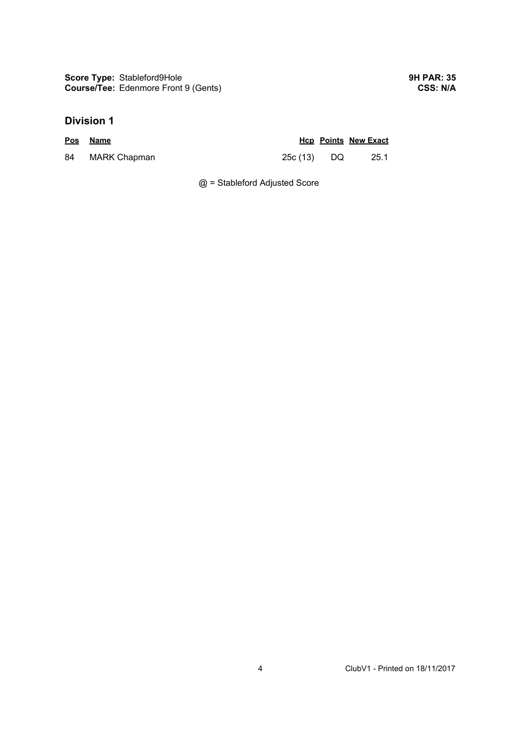**Score Type:** Stableford9Hole
**Course/Tee:** Edenmore Front 9 (Gents)

**9H PAR: 35**
**CSS: N/A**

## Division 1

| Pos | Name | Hcp | Points | New Exact |
| --- | --- | --- | --- | --- |
| 84 | MARK Chapman | 25c (13) | DQ | 25.1 |

@ = Stableford Adjusted Score

ClubV1 - Printed on 18/11/2017